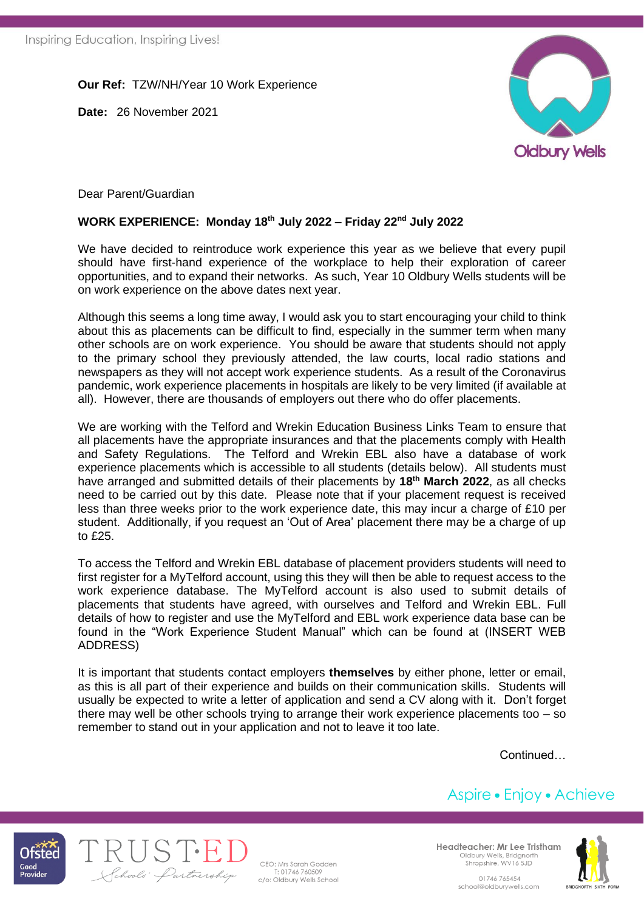**Our Ref:** TZW/NH/Year 10 Work Experience

**Date:** 26 November 2021

Dear Parent/Guardian

**WORK EXPERIENCE: Monday 18th July 2022 – Friday 22nd July 2022**

We have decided to reintroduce work experience this year as we believe that every pupil should have first-hand experience of the workplace to help their exploration of career opportunities, and to expand their networks. As such, Year 10 Oldbury Wells students will be on work experience on the above dates next year.

Although this seems a long time away, I would ask you to start encouraging your child to think about this as placements can be difficult to find, especially in the summer term when many other schools are on work experience. You should be aware that students should not apply to the primary school they previously attended, the law courts, local radio stations and newspapers as they will not accept work experience students. As a result of the Coronavirus pandemic, work experience placements in hospitals are likely to be very limited (if available at all). However, there are thousands of employers out there who do offer placements.

We are working with the Telford and Wrekin Education Business Links Team to ensure that all placements have the appropriate insurances and that the placements comply with Health and Safety Regulations. The Telford and Wrekin EBL also have a database of work experience placements which is accessible to all students (details below). All students must have arranged and submitted details of their placements by **18th March 2022**, as all checks need to be carried out by this date. Please note that if your placement request is received less than three weeks prior to the work experience date, this may incur a charge of £10 per student. Additionally, if you request an 'Out of Area' placement there may be a charge of up to £25.

To access the Telford and Wrekin EBL database of placement providers students will need to first register for a MyTelford account, using this they will then be able to request access to the work experience database. The MyTelford account is also used to submit details of placements that students have agreed, with ourselves and Telford and Wrekin EBL. Full details of how to register and use the MyTelford and EBL work experience data base can be found in the "Work Experience Student Manual" which can be found at (INSERT WEB ADDRESS)

It is important that students contact employers **themselves** by either phone, letter or email, as this is all part of their experience and builds on their communication skills. Students will usually be expected to write a letter of application and send a CV along with it. Don't forget there may well be other schools trying to arrange their work experience placements too – so remember to stand out in your application and not to leave it too late.

Continued…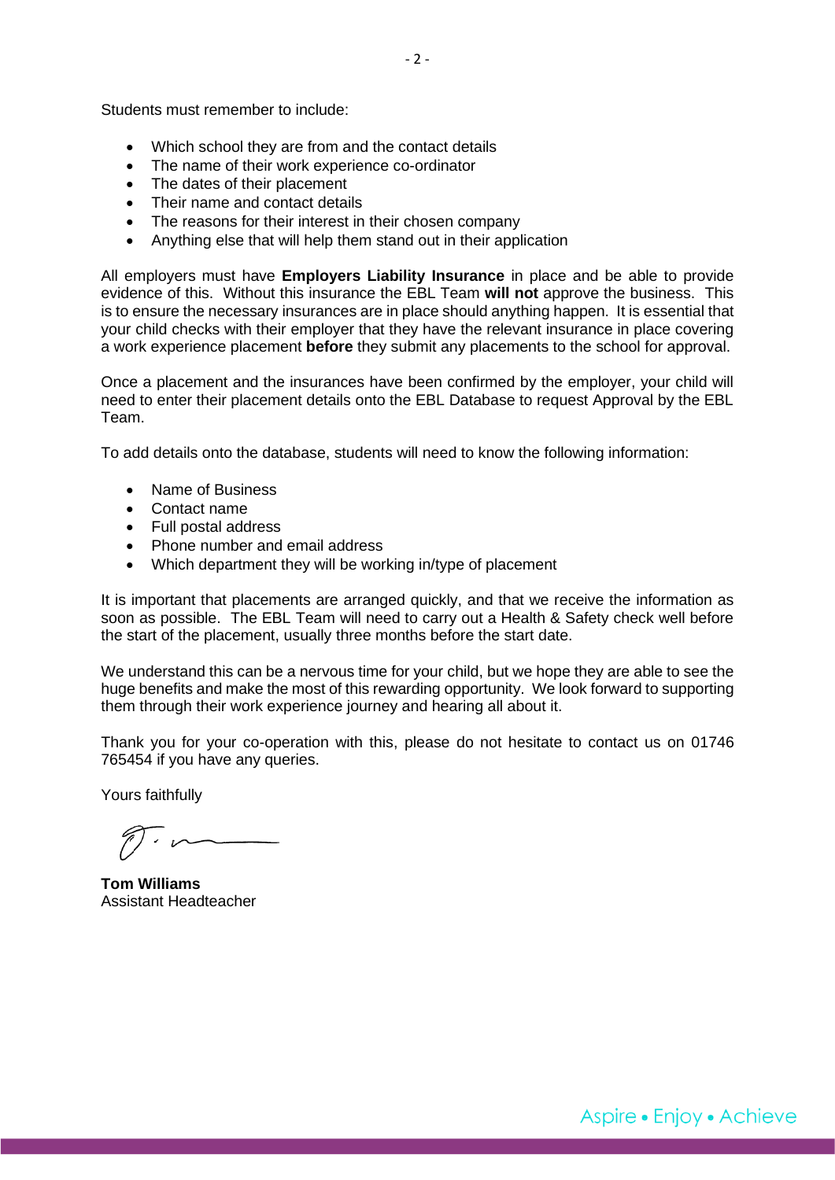Students must remember to include:

- Which school they are from and the contact details
- The name of their work experience co-ordinator
- The dates of their placement
- Their name and contact details
- The reasons for their interest in their chosen company
- Anything else that will help them stand out in their application

All employers must have **Employers Liability Insurance** in place and be able to provide evidence of this. Without this insurance the EBL Team **will not** approve the business. This is to ensure the necessary insurances are in place should anything happen. It is essential that your child checks with their employer that they have the relevant insurance in place covering a work experience placement **before** they submit any placements to the school for approval.

Once a placement and the insurances have been confirmed by the employer, your child will need to enter their placement details onto the EBL Database to request Approval by the EBL Team.

To add details onto the database, students will need to know the following information:

- Name of Business
- Contact name
- Full postal address
- Phone number and email address
- Which department they will be working in/type of placement

It is important that placements are arranged quickly, and that we receive the information as soon as possible. The EBL Team will need to carry out a Health & Safety check well before the start of the placement, usually three months before the start date.

We understand this can be a nervous time for your child, but we hope they are able to see the huge benefits and make the most of this rewarding opportunity. We look forward to supporting them through their work experience journey and hearing all about it.

Thank you for your co-operation with this, please do not hesitate to contact us on 01746 765454 if you have any queries.

Yours faithfully

**Tom Williams**
Assistant Headteacher

Aspire • Enjoy • Achieve